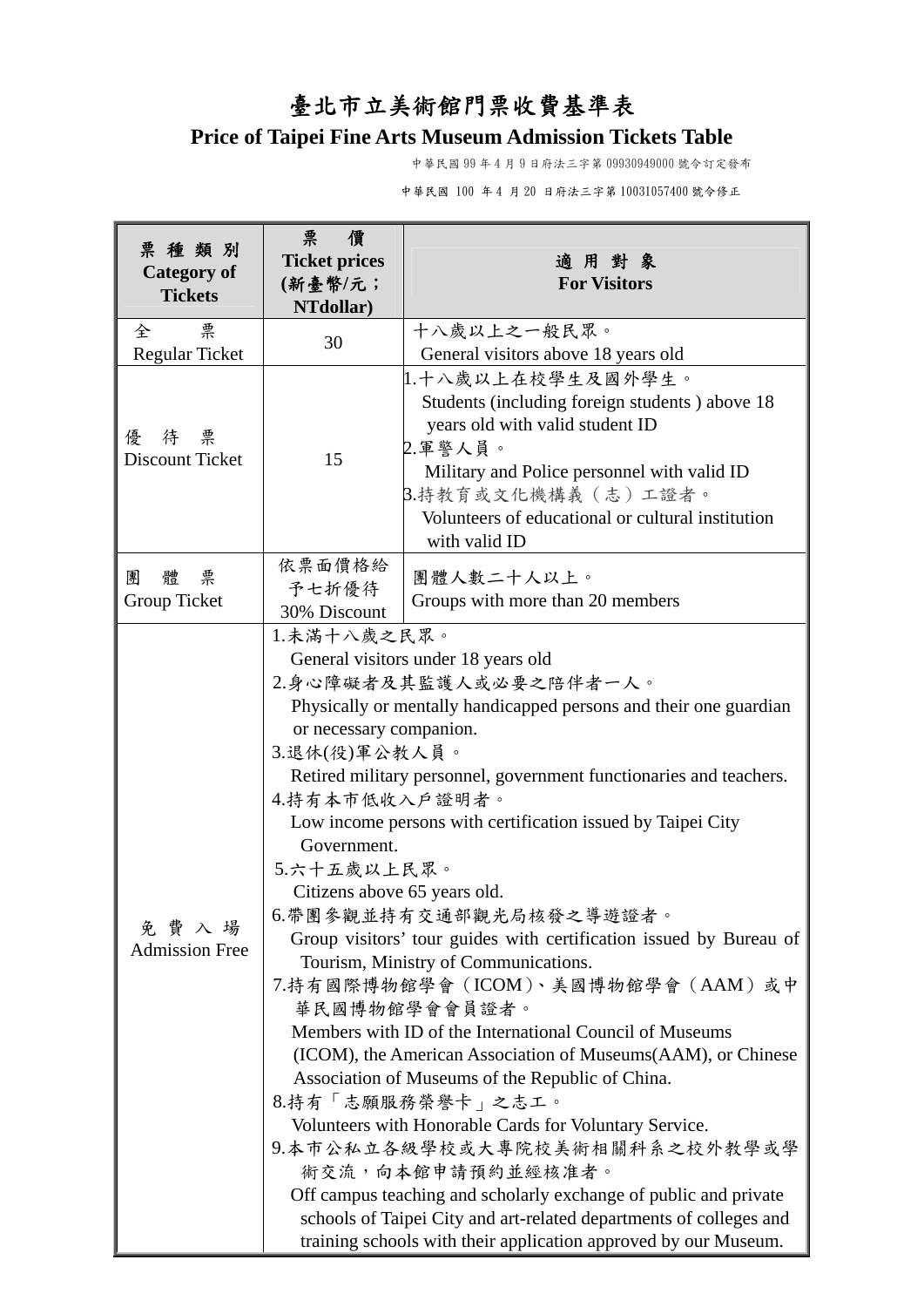# 臺北市立美術館門票收費基準表

## Price of Taipei Fine Arts Museum Admission Tickets Table

中華民國 99 年 4 月 9 日府法三字第 09930949000 號令訂定發布

中華民國 100 年 4 月 20 日府法三字第 10031057400 號令修正

| 票種類別 Category of Tickets | 票價 Ticket prices (新臺幣/元；NTdollar) | 適用對象 For Visitors |
|---|---|---|
| 全票 Regular Ticket | 30 | 十八歲以上之一般民眾。<br>General visitors above 18 years old |
| 優待票 Discount Ticket | 15 | 1.十八歲以上在校學生及國外學生。<br>Students (including foreign students ) above 18 years old with valid student ID<br>2.軍警人員。<br>Military and Police personnel with valid ID<br>3.持教育或文化機構義（志）工證者。<br>Volunteers of educational or cultural institution with valid ID |
| 團體票 Group Ticket | 依票面價格給予七折優待 30% Discount | 團體人數二十人以上。<br>Groups with more than 20 members |
| 免費入場 Admission Free | 1.未滿十八歲之民眾。<br>General visitors under 18 years old<br>2.身心障礙者及其監護人或必要之陪伴者一人。<br>Physically or mentally handicapped persons and their one guardian or necessary companion.<br>3.退休(役)軍公教人員。<br>Retired military personnel, government functionaries and teachers.<br>4.持有本市低收入戶證明者。<br>Low income persons with certification issued by Taipei City Government.<br>5.六十五歲以上民眾。<br>Citizens above 65 years old.<br>6.帶團參觀並持有交通部觀光局核發之導遊證者。<br>Group visitors' tour guides with certification issued by Bureau of Tourism, Ministry of Communications.<br>7.持有國際博物館學會（ICOM）、美國博物館學會（AAM）或中華民國博物館學會會員證者。<br>Members with ID of the International Council of Museums (ICOM), the American Association of Museums(AAM), or Chinese Association of Museums of the Republic of China.<br>8.持有「志願服務榮譽卡」之志工。<br>Volunteers with Honorable Cards for Voluntary Service.<br>9.本市公私立各級學校或大專院校美術相關科系之校外教學或學術交流，向本館申請預約並經核准者。<br>Off campus teaching and scholarly exchange of public and private schools of Taipei City and art-related departments of colleges and training schools with their application approved by our Museum. | |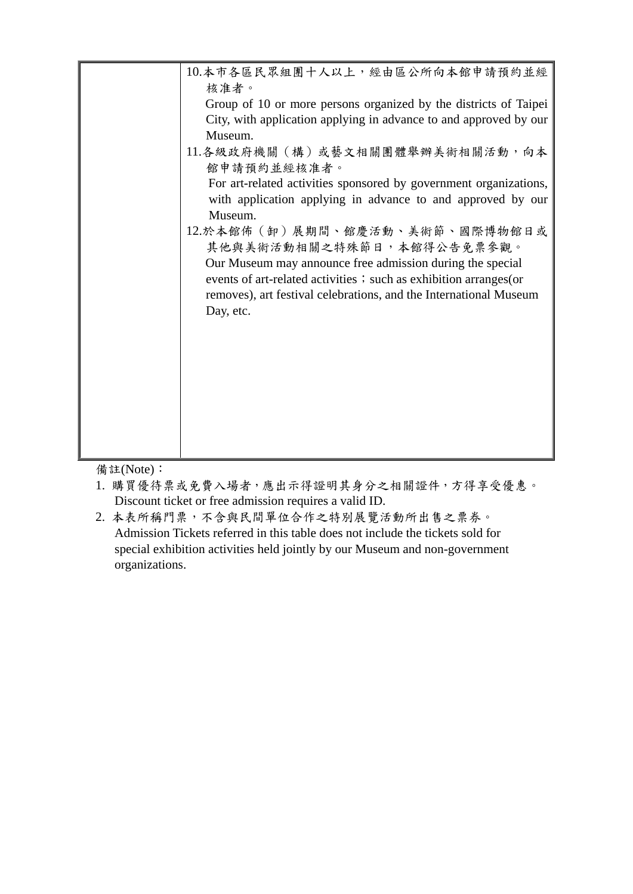| | |
|---|---|
| | 10.本市各區民眾組團十人以上，經由區公所向本館申請預約並經核准者。<br>Group of 10 or more persons organized by the districts of Taipei City, with application applying in advance to and approved by our Museum.<br>11.各級政府機關（構）或藝文相關團體舉辦美術相關活動，向本館申請預約並經核准者。<br>For art-related activities sponsored by government organizations, with application applying in advance to and approved by our Museum.<br>12.於本館佈（卸）展期間、館慶活動、美術節、國際博物館日或其他與美術活動相關之特殊節日，本館得公告免票參觀。<br>Our Museum may announce free admission during the special events of art-related activities；such as exhibition arranges(or removes), art festival celebrations, and the International Museum Day, etc. |

備註(Note)：

1. 購買優待票或免費入場者，應出示得證明其身分之相關證件，方得享受優惠。
   Discount ticket or free admission requires a valid ID.
2. 本表所稱門票，不含與民間單位合作之特別展覽活動所出售之票券。
   Admission Tickets referred in this table does not include the tickets sold for special exhibition activities held jointly by our Museum and non-government organizations.